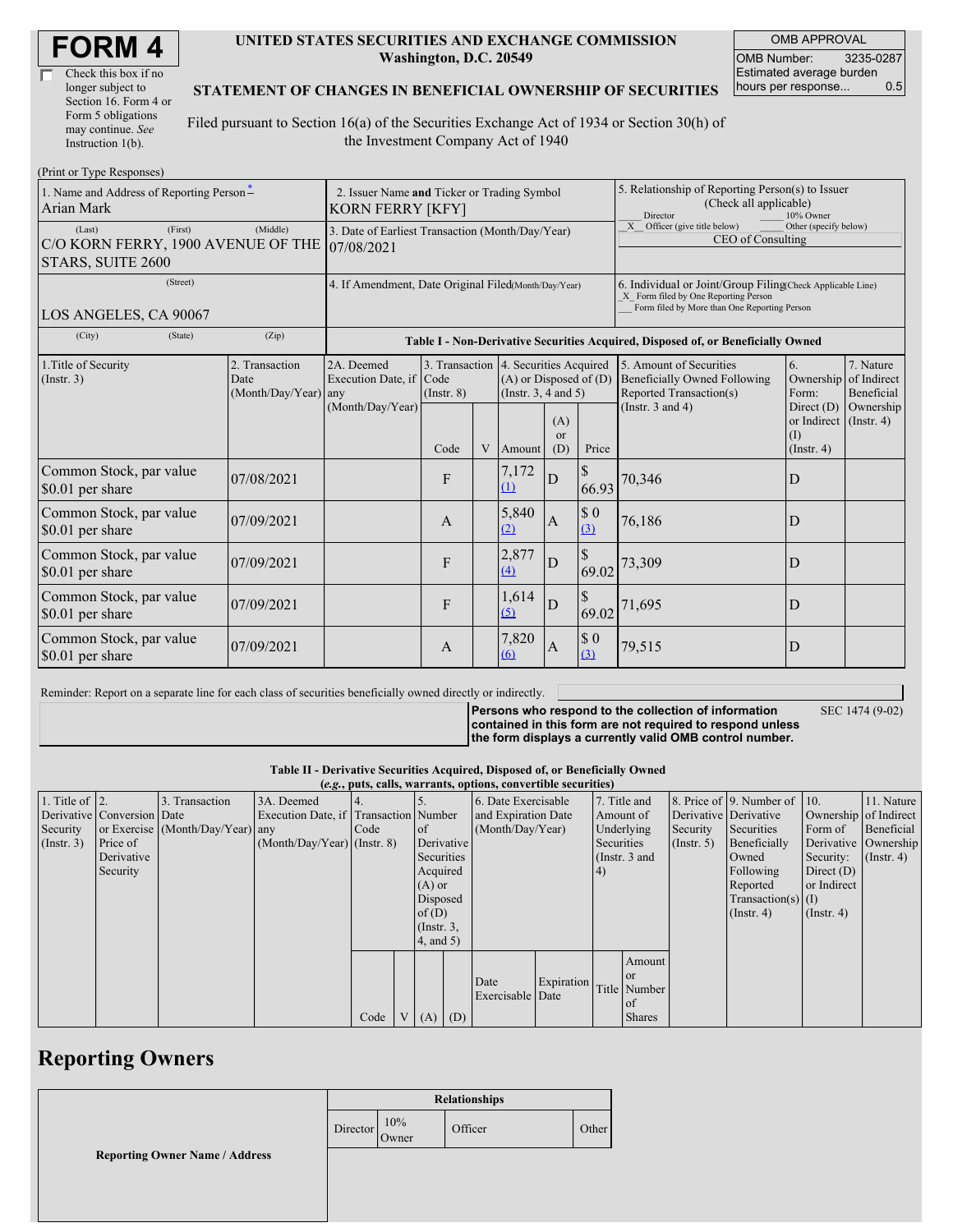# FORM 4

☐ Check this box if no longer subject to Section 16. Form 4 or Form 5 obligations may continue. *See* Instruction 1(b).

**UNITED STATES SECURITIES AND EXCHANGE COMMISSION**
**Washington, D.C. 20549**

**STATEMENT OF CHANGES IN BENEFICIAL OWNERSHIP OF SECURITIES**

Filed pursuant to Section 16(a) of the Securities Exchange Act of 1934 or Section 30(h) of the Investment Company Act of 1940

| OMB APPROVAL | |
|---|---|
| OMB Number: | 3235-0287 |
| Estimated average burden hours per response... | 0.5 |

(Print or Type Responses)

| 1. Name and Address of Reporting Person * | 2. Issuer Name **and** Ticker or Trading Symbol | 5. Relationship of Reporting Person(s) to Issuer (Check all applicable) |
|---|---|---|
| Arian Mark | KORN FERRY [KFY] | ___ Director ___ 10% Owner |
| (Last) (First) (Middle) | 3. Date of Earliest Transaction (Month/Day/Year) | _X_ Officer (give title below) ___ Other (specify below) |
| C/O KORN FERRY, 1900 AVENUE OF THE STARS, SUITE 2600 | 07/08/2021 | CEO of Consulting |
| (Street) | 4. If Amendment, Date Original Filed (Month/Day/Year) | 6. Individual or Joint/Group Filing (Check Applicable Line) |
| LOS ANGELES, CA 90067 | | _X_ Form filed by One Reporting Person |
| (City) (State) (Zip) | | ___ Form filed by More than One Reporting Person |

**Table I - Non-Derivative Securities Acquired, Disposed of, or Beneficially Owned**

| 1.Title of Security (Instr. 3) | 2. Transaction Date (Month/Day/Year) | 2A. Deemed Execution Date, if any (Month/Day/Year) | 3. Transaction Code (Instr. 8) | | 4. Securities Acquired (A) or Disposed of (D) (Instr. 3, 4 and 5) | | | 5. Amount of Securities Beneficially Owned Following Reported Transaction(s) (Instr. 3 and 4) | 6. Ownership Form: Direct (D) or Indirect (I) (Instr. 4) | 7. Nature of Indirect Beneficial Ownership (Instr. 4) |
|---|---|---|---|---|---|---|---|---|---|---|
| | | | Code | V | Amount | (A) or (D) | Price | | | |
| Common Stock, par value $0.01 per share | 07/08/2021 | | F | | 7,172 (1) | D | $ 66.93 | 70,346 | D | |
| Common Stock, par value $0.01 per share | 07/09/2021 | | A | | 5,840 (2) | A | $ 0 (3) | 76,186 | D | |
| Common Stock, par value $0.01 per share | 07/09/2021 | | F | | 2,877 (4) | D | $ 69.02 | 73,309 | D | |
| Common Stock, par value $0.01 per share | 07/09/2021 | | F | | 1,614 (5) | D | $ 69.02 | 71,695 | D | |
| Common Stock, par value $0.01 per share | 07/09/2021 | | A | | 7,820 (6) | A | $ 0 (3) | 79,515 | D | |

Reminder: Report on a separate line for each class of securities beneficially owned directly or indirectly.

**Persons who respond to the collection of information contained in this form are not required to respond unless the form displays a currently valid OMB control number.** SEC 1474 (9-02)

**Table II - Derivative Securities Acquired, Disposed of, or Beneficially Owned**
**(*e.g.*, puts, calls, warrants, options, convertible securities)**

| 1. Title of Derivative Security (Instr. 3) | 2. Conversion or Exercise Price of Derivative Security | 3. Transaction Date (Month/Day/Year) | 3A. Deemed Execution Date, if any (Month/Day/Year) | 4. Transaction Code (Instr. 8) | | 5. Number of Derivative Securities Acquired (A) or Disposed of (D) (Instr. 3, 4, and 5) | | 6. Date Exercisable and Expiration Date (Month/Day/Year) | | 7. Title and Amount of Underlying Securities (Instr. 3 and 4) | | 8. Price of Derivative Security (Instr. 5) | 9. Number of Derivative Securities Beneficially Owned Following Reported Transaction(s) (Instr. 4) | 10. Ownership Form of Derivative Security: Direct (D) or Indirect (I) (Instr. 4) | 11. Nature of Indirect Beneficial Ownership (Instr. 4) |
|---|---|---|---|---|---|---|---|---|---|---|---|---|---|---|---|
| | | | | Code | V | (A) | (D) | Date Exercisable | Expiration Date | Title | Amount or Number of Shares | | | | |

## Reporting Owners

| Reporting Owner Name / Address | Relationships | | | |
|---|---|---|---|---|
| | Director | 10% Owner | Officer | Other |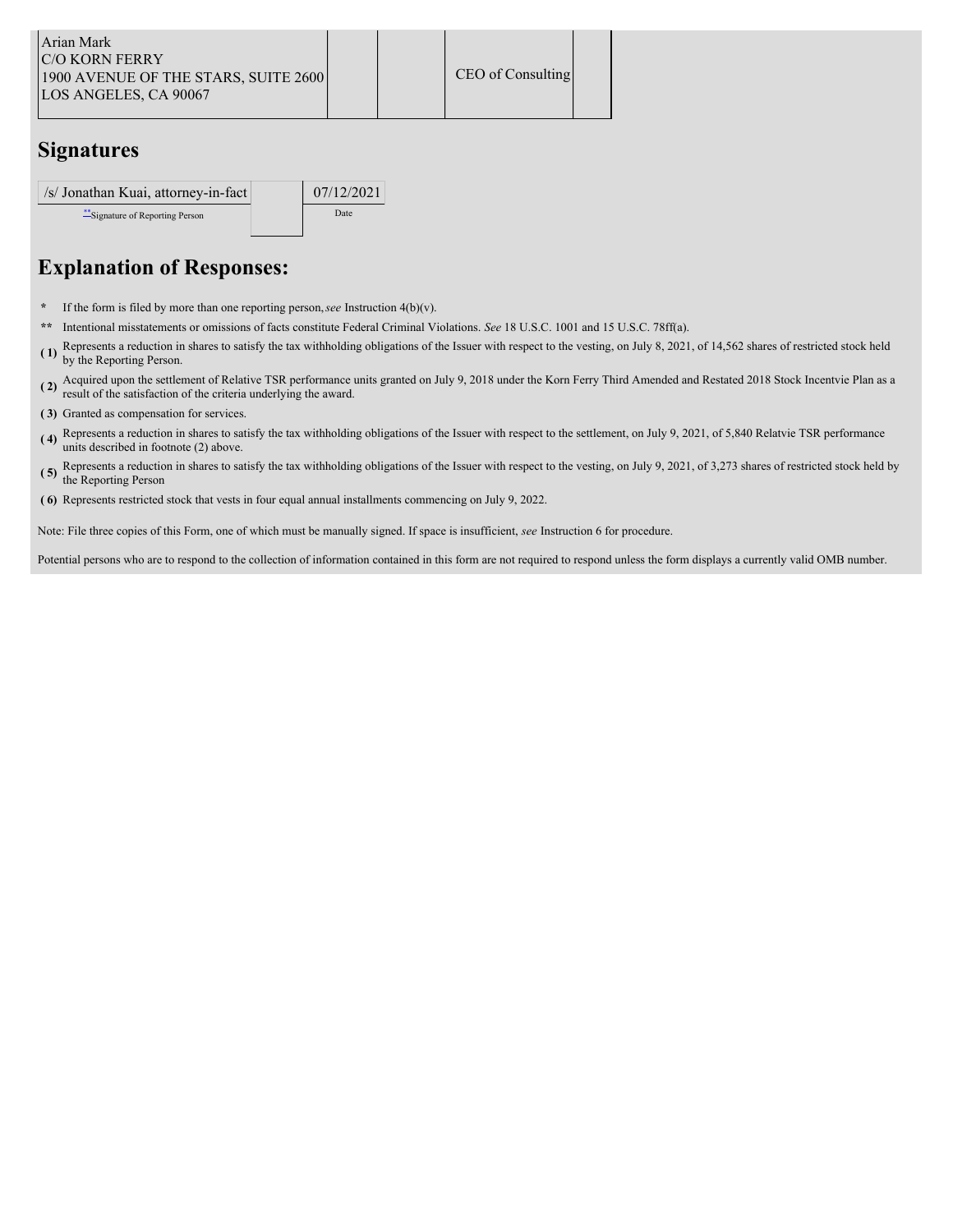| | | | | |
|---|---|---|---|---|
| Arian Mark<br>C/O KORN FERRY<br>1900 AVENUE OF THE STARS, SUITE 2600<br>LOS ANGELES, CA 90067 | | | CEO of Consulting | |

## Signatures

| | | |
|---|---|---|
| /s/ Jonathan Kuai, attorney-in-fact | | 07/12/2021 |
| **Signature of Reporting Person | | Date |

## Explanation of Responses:

\* If the form is filed by more than one reporting person, *see* Instruction 4(b)(v).

\** Intentional misstatements or omissions of facts constitute Federal Criminal Violations. *See* 18 U.S.C. 1001 and 15 U.S.C. 78ff(a).

( 1) Represents a reduction in shares to satisfy the tax withholding obligations of the Issuer with respect to the vesting, on July 8, 2021, of 14,562 shares of restricted stock held by the Reporting Person.

( 2) Acquired upon the settlement of Relative TSR performance units granted on July 9, 2018 under the Korn Ferry Third Amended and Restated 2018 Stock Incentvie Plan as a result of the satisfaction of the criteria underlying the award.

( 3) Granted as compensation for services.

( 4) Represents a reduction in shares to satisfy the tax withholding obligations of the Issuer with respect to the settlement, on July 9, 2021, of 5,840 Relatvie TSR performance units described in footnote (2) above.

( 5) Represents a reduction in shares to satisfy the tax withholding obligations of the Issuer with respect to the vesting, on July 9, 2021, of 3,273 shares of restricted stock held by the Reporting Person

( 6) Represents restricted stock that vests in four equal annual installments commencing on July 9, 2022.

Note: File three copies of this Form, one of which must be manually signed. If space is insufficient, *see* Instruction 6 for procedure.

Potential persons who are to respond to the collection of information contained in this form are not required to respond unless the form displays a currently valid OMB number.